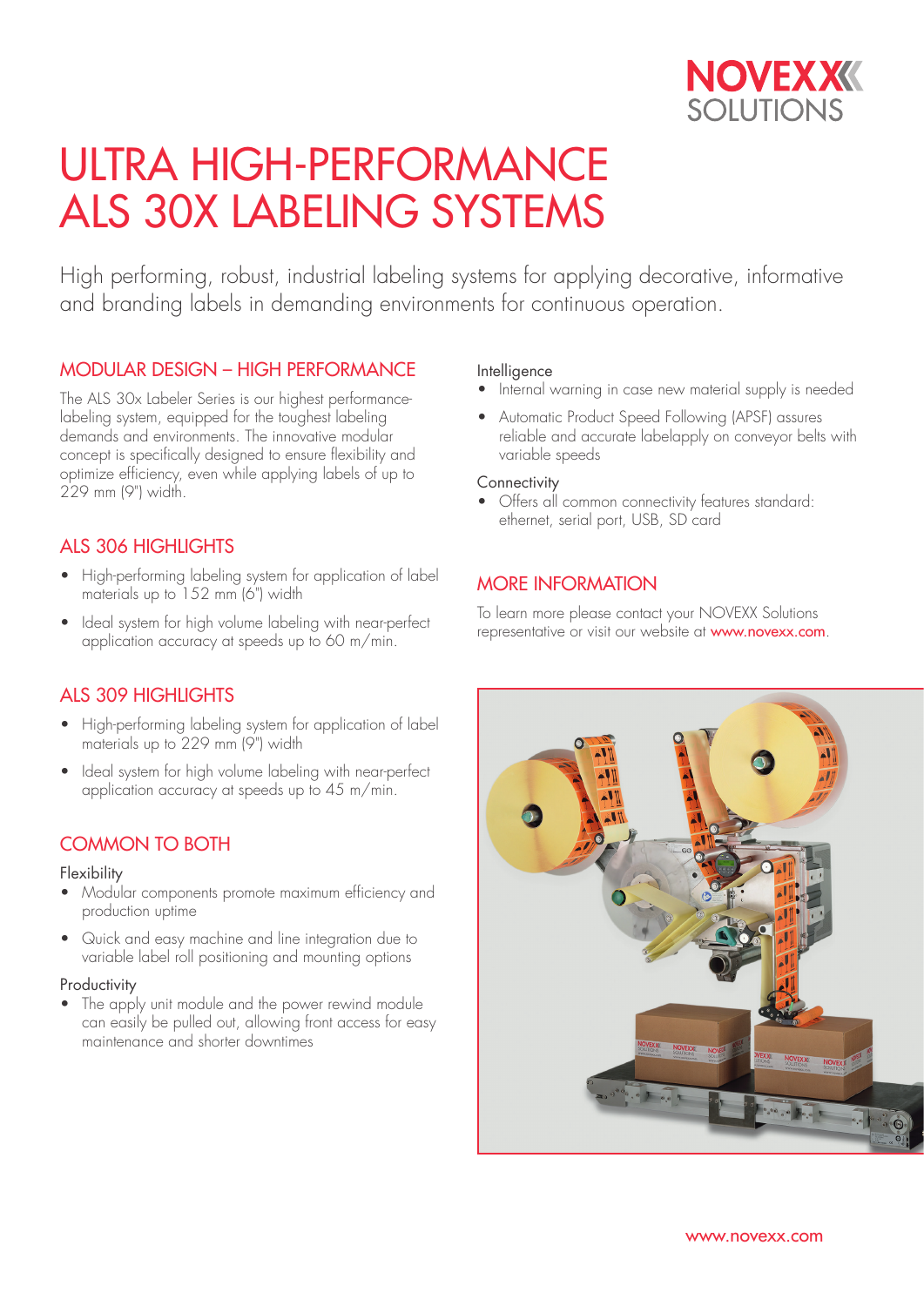NOVEXX SOLUTIONS

# ULTRA HIGH-PERFORMANCE ALS 30X LABELING SYSTEMS

High performing, robust, industrial labeling systems for applying decorative, informative and branding labels in demanding environments for continuous operation.

## MODULAR DESIGN – HIGH PERFORMANCE

The ALS 30x Labeler Series is our highest performance-labeling system, equipped for the toughest labeling demands and environments. The innovative modular concept is specifically designed to ensure flexibility and optimize efficiency, even while applying labels of up to 229 mm (9") width.

## ALS 306 HIGHLIGHTS

- High-performing labeling system for application of label materials up to 152 mm (6") width
- Ideal system for high volume labeling with near-perfect application accuracy at speeds up to 60 m/min.

## ALS 309 HIGHLIGHTS

- High-performing labeling system for application of label materials up to 229 mm (9") width
- Ideal system for high volume labeling with near-perfect application accuracy at speeds up to 45 m/min.

## COMMON TO BOTH

### Flexibility

- Modular components promote maximum efficiency and production uptime
- Quick and easy machine and line integration due to variable label roll positioning and mounting options

### Productivity

- The apply unit module and the power rewind module can easily be pulled out, allowing front access for easy maintenance and shorter downtimes

### Intelligence

- Internal warning in case new material supply is needed
- Automatic Product Speed Following (APSF) assures reliable and accurate labelapply on conveyor belts with variable speeds

### Connectivity

- Offers all common connectivity features standard: ethernet, serial port, USB, SD card

## MORE INFORMATION

To learn more please contact your NOVEXX Solutions representative or visit our website at www.novexx.com.

www.novexx.com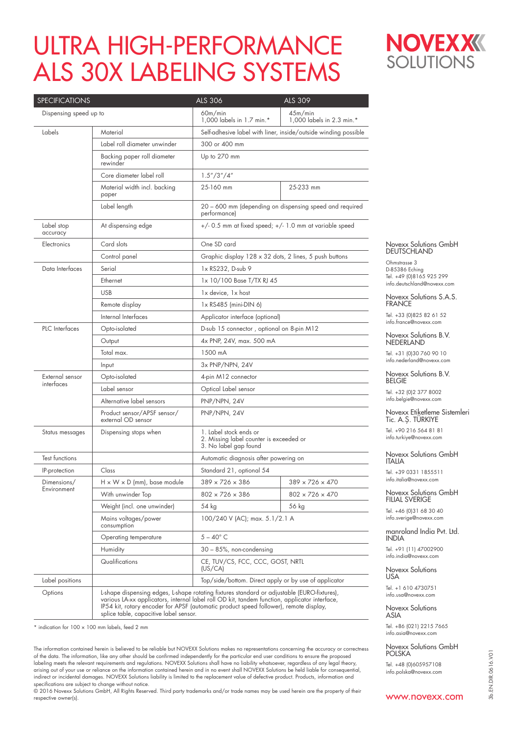# ULTRA HIGH-PERFORMANCE ALS 30X LABELING SYSTEMS

NOVEXX SOLUTIONS

| SPECIFICATIONS | | ALS 306 | ALS 309 |
|---|---|---|---|
| Dispensing speed up to | | 60m/min<br>1,000 labels in 1.7 min.* | 45m/min<br>1,000 labels in 2.3 min.* |
| Labels | Material | Self-adhesive label with liner, inside/outside winding possible | |
| | Label roll diameter unwinder | 300 or 400 mm | |
| | Backing paper roll diameter rewinder | Up to 270 mm | |
| | Core diameter label roll | 1.5"/3"/4" | |
| | Material width incl. backing paper | 25-160 mm | 25-233 mm |
| | Label length | 20 – 600 mm (depending on dispensing speed and required performance) | |
| Label stop accuracy | At dispensing edge | +/- 0.5 mm at fixed speed; +/- 1.0 mm at variable speed | |
| Electronics | Card slots | One SD card | |
| | Control panel | Graphic display 128 x 32 dots, 2 lines, 5 push buttons | |
| Data Interfaces | Serial | 1x RS232, D-sub 9 | |
| | Ethernet | 1x 10/100 Base T/TX RJ 45 | |
| | USB | 1x device, 1x host | |
| | Remote display | 1x RS485 (mini-DIN 6) | |
| | Internal Interfaces | Applicator interface (optional) | |
| PLC Interfaces | Opto-isolated | D-sub 15 connector , optional on 8-pin M12 | |
| | Output | 4x PNP, 24V, max. 500 mA | |
| | Total max. | 1500 mA | |
| | Input | 3x PNP/NPN, 24V | |
| External sensor interfaces | Opto-isolated | 4-pin M12 connector | |
| | Label sensor | Optical Label sensor | |
| | Alternative label sensors | PNP/NPN, 24V | |
| | Product sensor/APSF sensor/ external OD sensor | PNP/NPN, 24V | |
| Status messages | Dispensing stops when | 1. Label stock ends or<br>2. Missing label counter is exceeded or<br>3. No label gap found | |
| Test functions | | Automatic diagnosis after powering on | |
| IP-protection | Class | Standard 21, optional 54 | |
| Dimensions/ Environment | H x W x D (mm), base module | 389 x 726 x 386 | 389 x 726 x 470 |
| | With unwinder Top | 802 x 726 x 386 | 802 x 726 x 470 |
| | Weight (incl. one unwinder) | 54 kg | 56 kg |
| | Mains voltages/power consumption | 100/240 V (AC); max. 5.1/2.1 A | |
| | Operating temperature | 5 – 40° C | |
| | Humidity | 30 – 85%, non-condensing | |
| | Qualifications | CE, TUV/CS, FCC, CCC, GOST, NRTL (US/CA) | |
| Label positions | | Top/side/bottom. Direct apply or by use of applicator | |
| Options | L-shape dispensing edges, L-shape rotating fixtures standard or adjustable (EURO-fixtures), various LA-xx applicators, internal label roll OD kit, tandem function, applicator interface, IP54 kit, rotary encoder for APSF (automatic product speed follower), remote display, splice table, capacitive label sensor. | | |

\* indication for 100 x 100 mm labels, feed 2 mm

The information contained herein is believed to be reliable but NOVEXX Solutions makes no representations concerning the accuracy or correctness of the data. The information, like any other should be confirmed independently for the particular end user conditions to ensure the proposed labeling meets the relevant requirements and regulations. NOVEXX Solutions shall have no liability whatsoever, regardless of any legal theory, arising out of your use or reliance on the information contained herein and in no event shall NOVEXX Solutions be held liable for consequential, indirect or incidental damages. NOVEXX Solutions liability is limited to the replacement value of defective product. Products, information and specifications are subject to change without notice.
© 2016 Novexx Solutions GmbH, All Rights Reserved. Third party trademarks and/or trade names may be used herein are the property of their respective owner(s).

**Novexx Solutions GmbH DEUTSCHLAND**
Ohmstrasse 3
D-85386 Eching
Tel. +49 (0)8165 925 299
info.deutschland@novexx.com

**Novexx Solutions S.A.S. FRANCE**
Tel. +33 (0)825 82 61 52
info.france@novexx.com

**Novexx Solutions B.V. NEDERLAND**
Tel. +31 (0)30 760 90 10
info.nederland@novexx.com

**Novexx Solutions B.V. BELGIE**
Tel. +32 (0)2 377 8002
info.belgie@novexx.com

**Novexx Etiketleme Sistemleri Tic. A.Ş. TÜRKIYE**
Tel. +90 216 564 81 81
info.turkiye@novexx.com

**Novexx Solutions GmbH ITALIA**
Tel. +39 0331 1855511
info.italia@novexx.com

**Novexx Solutions GmbH FILIAL SVERIGE**
Tel. +46 (0)31 68 30 40
info.sverige@novexx.com

**manroland India Pvt. Ltd. INDIA**
Tel. +91 (11) 47002900
info.india@novexx.com

**Novexx Solutions USA**
Tel. +1 610 4730751
info.usa@novexx.com

**Novexx Solutions ASIA**
Tel. +86 (021) 2215 7665
info.asia@novexx.com

**Novexx Solutions GmbH POLSKA**
Tel. +48 (0)605957108
info.polska@novexx.com

www.novexx.com

3b.EN.DIR.0616.V01